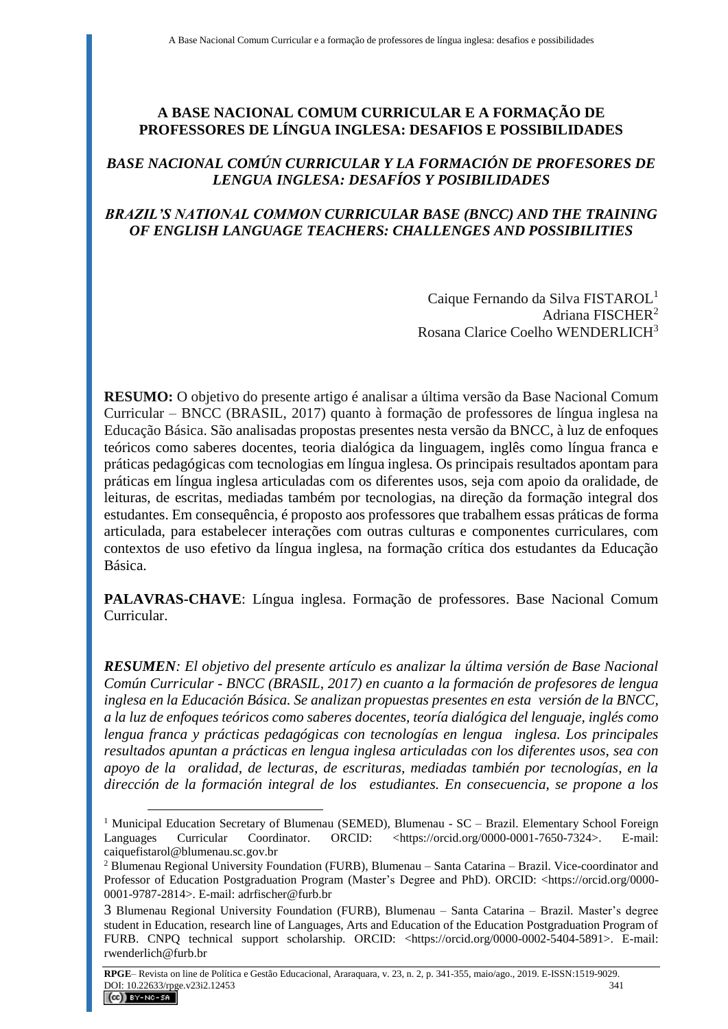# A BASE NACIONAL COMUM CURRICULAR E A FORMAÇÃO DE PROFESSORES DE LÍNGUA INGLESA: DESAFIOS E POSSIBILIDADES

## *BASE NACIONAL COMÚN CURRICULAR Y LA FORMACIÓN DE PROFESORES DE LENGUA INGLESA: DESAFÍOS Y POSIBILIDADES*

## *BRAZIL'S NATIONAL COMMON CURRICULAR BASE (BNCC) AND THE TRAINING OF ENGLISH LANGUAGE TEACHERS: CHALLENGES AND POSSIBILITIES*

Caique Fernando da Silva FISTAROL[1]
Adriana FISCHER[2]
Rosana Clarice Coelho WENDERLICH[3]

**RESUMO:** O objetivo do presente artigo é analisar a última versão da Base Nacional Comum Curricular – BNCC (BRASIL, 2017) quanto à formação de professores de língua inglesa na Educação Básica. São analisadas propostas presentes nesta versão da BNCC, à luz de enfoques teóricos como saberes docentes, teoria dialógica da linguagem, inglês como língua franca e práticas pedagógicas com tecnologias em língua inglesa. Os principais resultados apontam para práticas em língua inglesa articuladas com os diferentes usos, seja com apoio da oralidade, de leituras, de escritas, mediadas também por tecnologias, na direção da formação integral dos estudantes. Em consequência, é proposto aos professores que trabalhem essas práticas de forma articulada, para estabelecer interações com outras culturas e componentes curriculares, com contextos de uso efetivo da língua inglesa, na formação crítica dos estudantes da Educação Básica.

**PALAVRAS-CHAVE**: Língua inglesa. Formação de professores. Base Nacional Comum Curricular.

***RESUMEN****: El objetivo del presente artículo es analizar la última versión de Base Nacional Común Curricular - BNCC (BRASIL, 2017) en cuanto a la formación de profesores de lengua inglesa en la Educación Básica. Se analizan propuestas presentes en esta versión de la BNCC, a la luz de enfoques teóricos como saberes docentes, teoría dialógica del lenguaje, inglés como lengua franca y prácticas pedagógicas con tecnologías en lengua inglesa. Los principales resultados apuntan a prácticas en lengua inglesa articuladas con los diferentes usos, sea con apoyo de la oralidad, de lecturas, de escrituras, mediadas también por tecnologías, en la dirección de la formación integral de los estudiantes. En consecuencia, se propone a los*

---

[1] Municipal Education Secretary of Blumenau (SEMED), Blumenau - SC – Brazil. Elementary School Foreign Languages Curricular Coordinator. ORCID: <https://orcid.org/0000-0001-7650-7324>. E-mail: caiquefistarol@blumenau.sc.gov.br

[2] Blumenau Regional University Foundation (FURB), Blumenau – Santa Catarina – Brazil. Vice-coordinator and Professor of Education Postgraduation Program (Master's Degree and PhD). ORCID: <https://orcid.org/0000-0001-9787-2814>. E-mail: adrfischer@furb.br

[3] Blumenau Regional University Foundation (FURB), Blumenau – Santa Catarina – Brazil. Master's degree student in Education, research line of Languages, Arts and Education of the Education Postgraduation Program of FURB. CNPQ technical support scholarship. ORCID: <https://orcid.org/0000-0002-5404-5891>. E-mail: rwenderlich@furb.br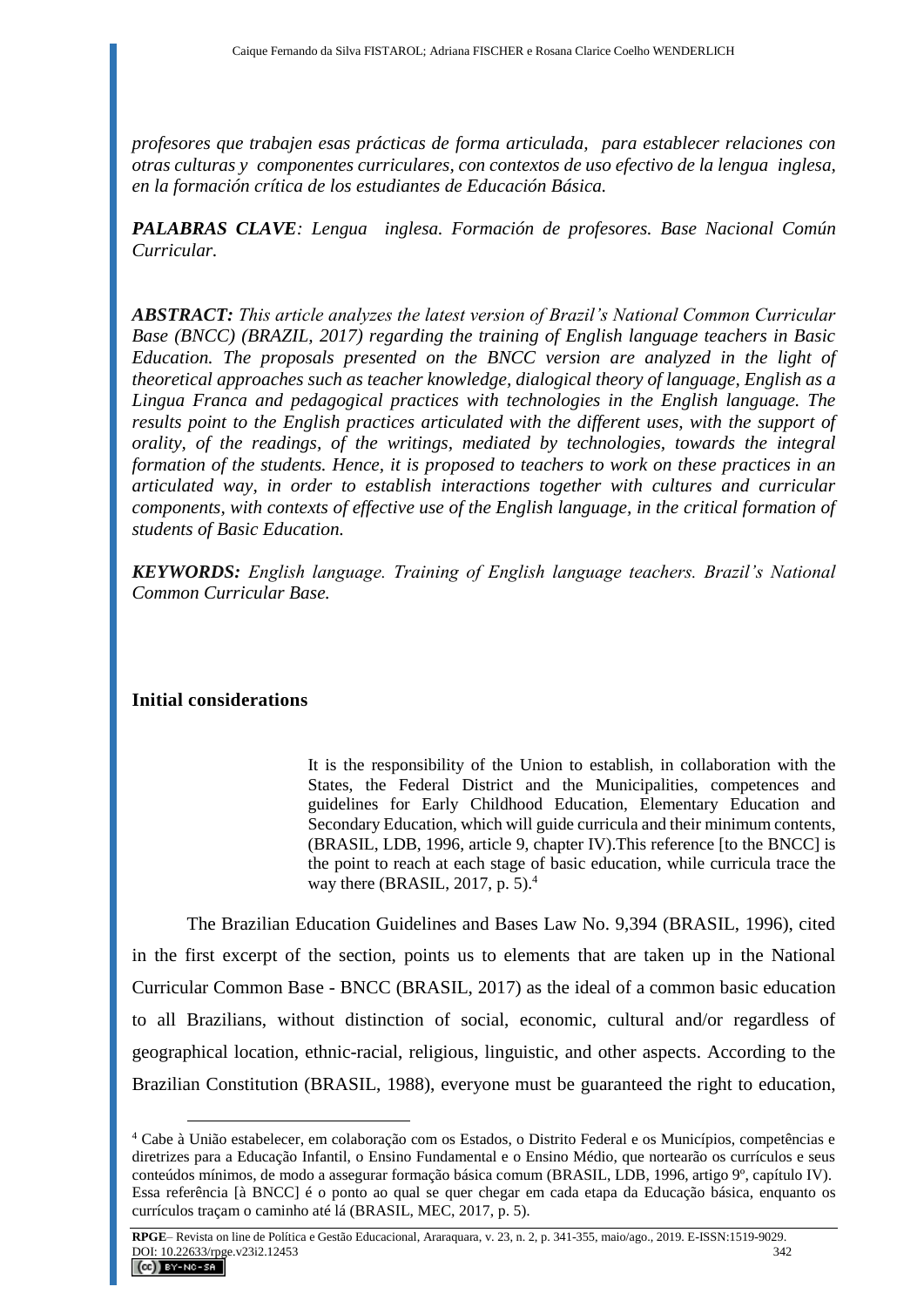*profesores que trabajen esas prácticas de forma articulada, para establecer relaciones con otras culturas y componentes curriculares, con contextos de uso efectivo de la lengua inglesa, en la formación crítica de los estudiantes de Educación Básica.*

***PALABRAS CLAVE****: Lengua inglesa. Formación de profesores. Base Nacional Común Curricular.*

***ABSTRACT:*** *This article analyzes the latest version of Brazil's National Common Curricular Base (BNCC) (BRAZIL, 2017) regarding the training of English language teachers in Basic Education. The proposals presented on the BNCC version are analyzed in the light of theoretical approaches such as teacher knowledge, dialogical theory of language, English as a Lingua Franca and pedagogical practices with technologies in the English language. The results point to the English practices articulated with the different uses, with the support of orality, of the readings, of the writings, mediated by technologies, towards the integral formation of the students. Hence, it is proposed to teachers to work on these practices in an articulated way, in order to establish interactions together with cultures and curricular components, with contexts of effective use of the English language, in the critical formation of students of Basic Education.*

***KEYWORDS:*** *English language. Training of English language teachers. Brazil's National Common Curricular Base.*

## Initial considerations

> It is the responsibility of the Union to establish, in collaboration with the States, the Federal District and the Municipalities, competences and guidelines for Early Childhood Education, Elementary Education and Secondary Education, which will guide curricula and their minimum contents, (BRASIL, LDB, 1996, article 9, chapter IV).This reference [to the BNCC] is the point to reach at each stage of basic education, while curricula trace the way there (BRASIL, 2017, p. 5).[4]

The Brazilian Education Guidelines and Bases Law No. 9,394 (BRASIL, 1996), cited in the first excerpt of the section, points us to elements that are taken up in the National Curricular Common Base - BNCC (BRASIL, 2017) as the ideal of a common basic education to all Brazilians, without distinction of social, economic, cultural and/or regardless of geographical location, ethnic-racial, religious, linguistic, and other aspects. According to the Brazilian Constitution (BRASIL, 1988), everyone must be guaranteed the right to education,

---

[4] Cabe à União estabelecer, em colaboração com os Estados, o Distrito Federal e os Municípios, competências e diretrizes para a Educação Infantil, o Ensino Fundamental e o Ensino Médio, que nortearão os currículos e seus conteúdos mínimos, de modo a assegurar formação básica comum (BRASIL, LDB, 1996, artigo 9º, capítulo IV). Essa referência [à BNCC] é o ponto ao qual se quer chegar em cada etapa da Educação básica, enquanto os currículos traçam o caminho até lá (BRASIL, MEC, 2017, p. 5).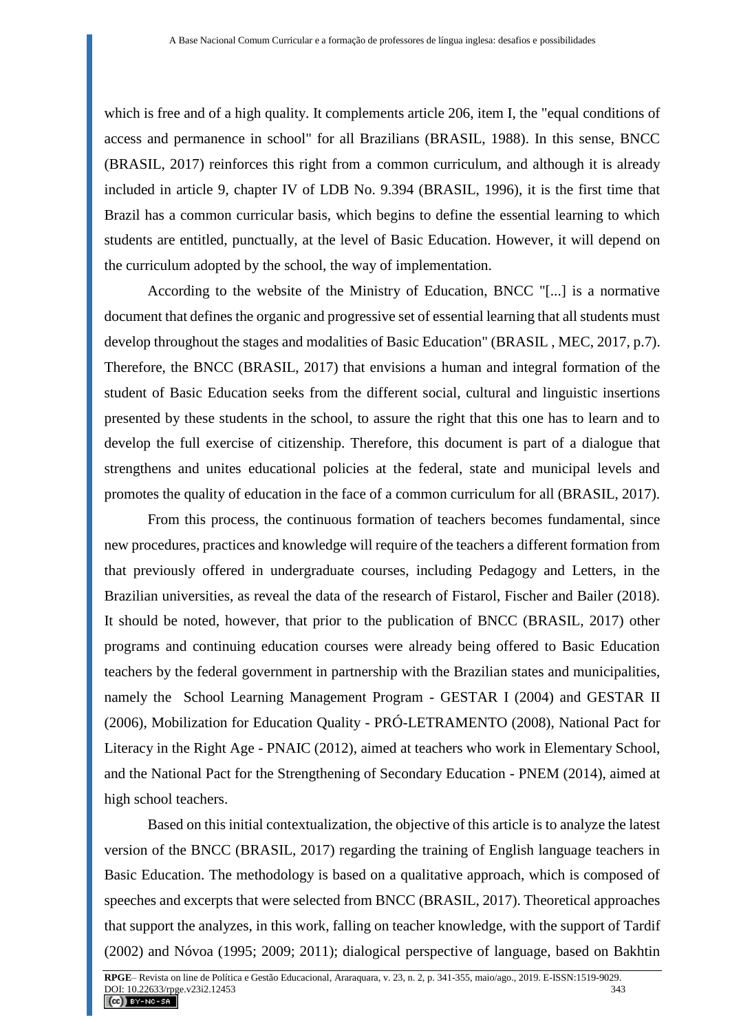which is free and of a high quality. It complements article 206, item I, the "equal conditions of access and permanence in school" for all Brazilians (BRASIL, 1988). In this sense, BNCC (BRASIL, 2017) reinforces this right from a common curriculum, and although it is already included in article 9, chapter IV of LDB No. 9.394 (BRASIL, 1996), it is the first time that Brazil has a common curricular basis, which begins to define the essential learning to which students are entitled, punctually, at the level of Basic Education. However, it will depend on the curriculum adopted by the school, the way of implementation.

According to the website of the Ministry of Education, BNCC "[...] is a normative document that defines the organic and progressive set of essential learning that all students must develop throughout the stages and modalities of Basic Education" (BRASIL , MEC, 2017, p.7). Therefore, the BNCC (BRASIL, 2017) that envisions a human and integral formation of the student of Basic Education seeks from the different social, cultural and linguistic insertions presented by these students in the school, to assure the right that this one has to learn and to develop the full exercise of citizenship. Therefore, this document is part of a dialogue that strengthens and unites educational policies at the federal, state and municipal levels and promotes the quality of education in the face of a common curriculum for all (BRASIL, 2017).

From this process, the continuous formation of teachers becomes fundamental, since new procedures, practices and knowledge will require of the teachers a different formation from that previously offered in undergraduate courses, including Pedagogy and Letters, in the Brazilian universities, as reveal the data of the research of Fistarol, Fischer and Bailer (2018). It should be noted, however, that prior to the publication of BNCC (BRASIL, 2017) other programs and continuing education courses were already being offered to Basic Education teachers by the federal government in partnership with the Brazilian states and municipalities, namely the School Learning Management Program - GESTAR I (2004) and GESTAR II (2006), Mobilization for Education Quality - PRÓ-LETRAMENTO (2008), National Pact for Literacy in the Right Age - PNAIC (2012), aimed at teachers who work in Elementary School, and the National Pact for the Strengthening of Secondary Education - PNEM (2014), aimed at high school teachers.

Based on this initial contextualization, the objective of this article is to analyze the latest version of the BNCC (BRASIL, 2017) regarding the training of English language teachers in Basic Education. The methodology is based on a qualitative approach, which is composed of speeches and excerpts that were selected from BNCC (BRASIL, 2017). Theoretical approaches that support the analyzes, in this work, falling on teacher knowledge, with the support of Tardif (2002) and Nóvoa (1995; 2009; 2011); dialogical perspective of language, based on Bakhtin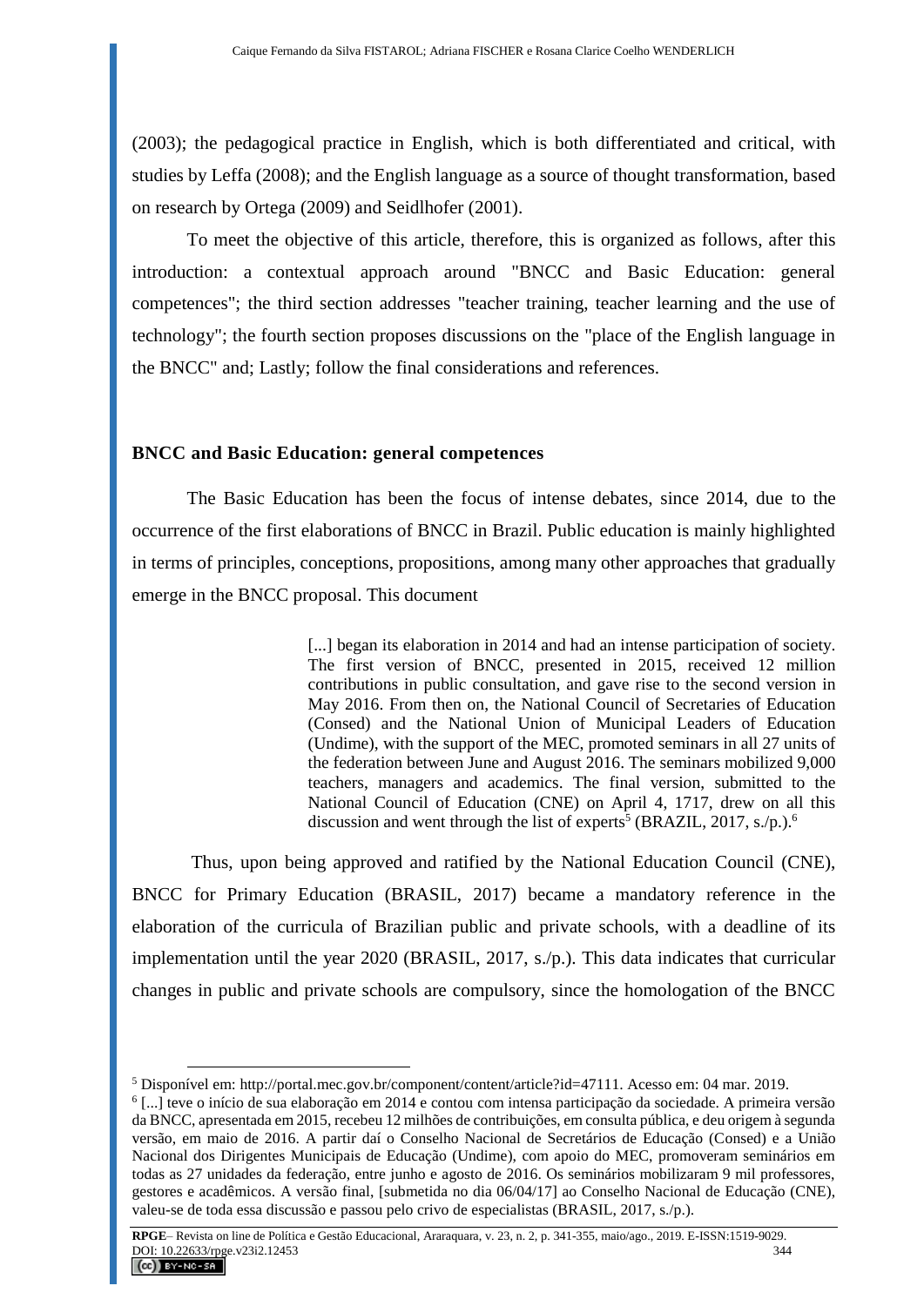(2003); the pedagogical practice in English, which is both differentiated and critical, with studies by Leffa (2008); and the English language as a source of thought transformation, based on research by Ortega (2009) and Seidlhofer (2001).

To meet the objective of this article, therefore, this is organized as follows, after this introduction: a contextual approach around "BNCC and Basic Education: general competences"; the third section addresses "teacher training, teacher learning and the use of technology"; the fourth section proposes discussions on the "place of the English language in the BNCC" and; Lastly; follow the final considerations and references.

## BNCC and Basic Education: general competences

The Basic Education has been the focus of intense debates, since 2014, due to the occurrence of the first elaborations of BNCC in Brazil. Public education is mainly highlighted in terms of principles, conceptions, propositions, among many other approaches that gradually emerge in the BNCC proposal. This document

> [...] began its elaboration in 2014 and had an intense participation of society. The first version of BNCC, presented in 2015, received 12 million contributions in public consultation, and gave rise to the second version in May 2016. From then on, the National Council of Secretaries of Education (Consed) and the National Union of Municipal Leaders of Education (Undime), with the support of the MEC, promoted seminars in all 27 units of the federation between June and August 2016. The seminars mobilized 9,000 teachers, managers and academics. The final version, submitted to the National Council of Education (CNE) on April 4, 1717, drew on all this discussion and went through the list of experts[5] (BRAZIL, 2017, s./p.).[6]

Thus, upon being approved and ratified by the National Education Council (CNE), BNCC for Primary Education (BRASIL, 2017) became a mandatory reference in the elaboration of the curricula of Brazilian public and private schools, with a deadline of its implementation until the year 2020 (BRASIL, 2017, s./p.). This data indicates that curricular changes in public and private schools are compulsory, since the homologation of the BNCC

---

[5] Disponível em: http://portal.mec.gov.br/component/content/article?id=47111. Acesso em: 04 mar. 2019.

[6] [...] teve o início de sua elaboração em 2014 e contou com intensa participação da sociedade. A primeira versão da BNCC, apresentada em 2015, recebeu 12 milhões de contribuições, em consulta pública, e deu origem à segunda versão, em maio de 2016. A partir daí o Conselho Nacional de Secretários de Educação (Consed) e a União Nacional dos Dirigentes Municipais de Educação (Undime), com apoio do MEC, promoveram seminários em todas as 27 unidades da federação, entre junho e agosto de 2016. Os seminários mobilizaram 9 mil professores, gestores e acadêmicos. A versão final, [submetida no dia 06/04/17] ao Conselho Nacional de Educação (CNE), valeu-se de toda essa discussão e passou pelo crivo de especialistas (BRASIL, 2017, s./p.).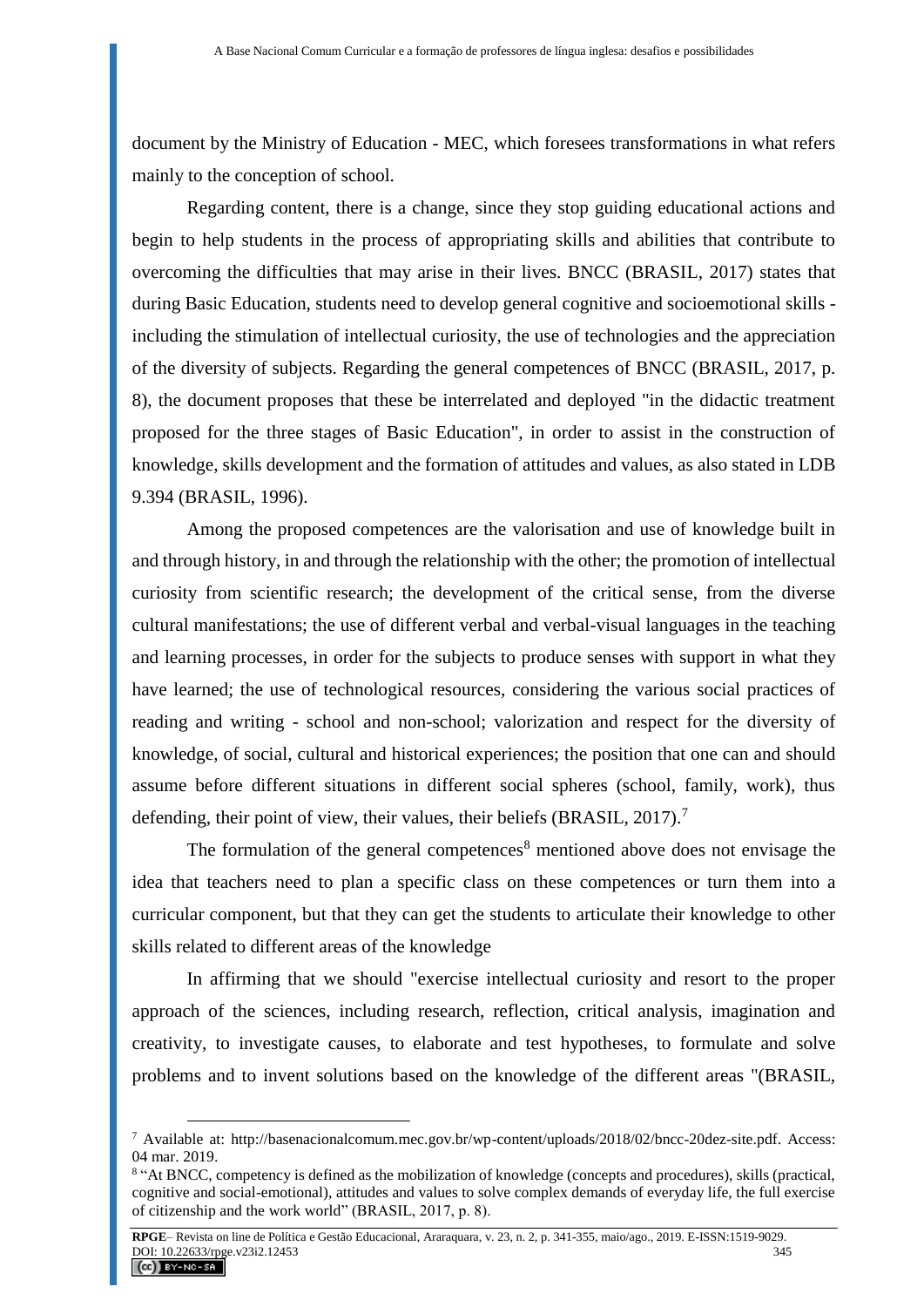document by the Ministry of Education - MEC, which foresees transformations in what refers mainly to the conception of school.

Regarding content, there is a change, since they stop guiding educational actions and begin to help students in the process of appropriating skills and abilities that contribute to overcoming the difficulties that may arise in their lives. BNCC (BRASIL, 2017) states that during Basic Education, students need to develop general cognitive and socioemotional skills - including the stimulation of intellectual curiosity, the use of technologies and the appreciation of the diversity of subjects. Regarding the general competences of BNCC (BRASIL, 2017, p. 8), the document proposes that these be interrelated and deployed "in the didactic treatment proposed for the three stages of Basic Education", in order to assist in the construction of knowledge, skills development and the formation of attitudes and values, as also stated in LDB 9.394 (BRASIL, 1996).

Among the proposed competences are the valorisation and use of knowledge built in and through history, in and through the relationship with the other; the promotion of intellectual curiosity from scientific research; the development of the critical sense, from the diverse cultural manifestations; the use of different verbal and verbal-visual languages in the teaching and learning processes, in order for the subjects to produce senses with support in what they have learned; the use of technological resources, considering the various social practices of reading and writing - school and non-school; valorization and respect for the diversity of knowledge, of social, cultural and historical experiences; the position that one can and should assume before different situations in different social spheres (school, family, work), thus defending, their point of view, their values, their beliefs (BRASIL, 2017).[7]

The formulation of the general competences[8] mentioned above does not envisage the idea that teachers need to plan a specific class on these competences or turn them into a curricular component, but that they can get the students to articulate their knowledge to other skills related to different areas of the knowledge

In affirming that we should "exercise intellectual curiosity and resort to the proper approach of the sciences, including research, reflection, critical analysis, imagination and creativity, to investigate causes, to elaborate and test hypotheses, to formulate and solve problems and to invent solutions based on the knowledge of the different areas "(BRASIL,

---

[7] Available at: http://basenacionalcomum.mec.gov.br/wp-content/uploads/2018/02/bncc-20dez-site.pdf. Access: 04 mar. 2019.

[8] "At BNCC, competency is defined as the mobilization of knowledge (concepts and procedures), skills (practical, cognitive and social-emotional), attitudes and values to solve complex demands of everyday life, the full exercise of citizenship and the work world" (BRASIL, 2017, p. 8).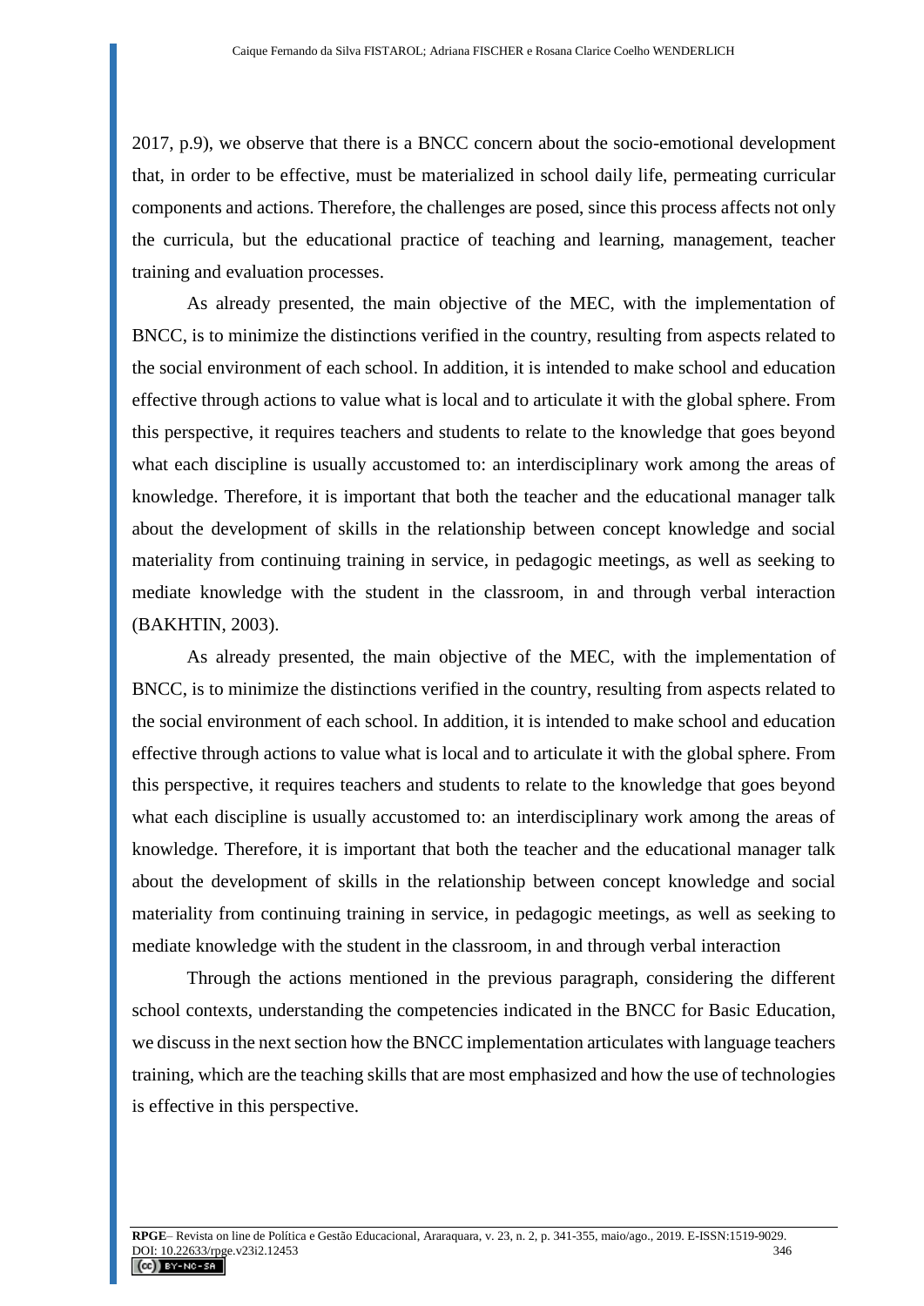2017, p.9), we observe that there is a BNCC concern about the socio-emotional development that, in order to be effective, must be materialized in school daily life, permeating curricular components and actions. Therefore, the challenges are posed, since this process affects not only the curricula, but the educational practice of teaching and learning, management, teacher training and evaluation processes.

As already presented, the main objective of the MEC, with the implementation of BNCC, is to minimize the distinctions verified in the country, resulting from aspects related to the social environment of each school. In addition, it is intended to make school and education effective through actions to value what is local and to articulate it with the global sphere. From this perspective, it requires teachers and students to relate to the knowledge that goes beyond what each discipline is usually accustomed to: an interdisciplinary work among the areas of knowledge. Therefore, it is important that both the teacher and the educational manager talk about the development of skills in the relationship between concept knowledge and social materiality from continuing training in service, in pedagogic meetings, as well as seeking to mediate knowledge with the student in the classroom, in and through verbal interaction (BAKHTIN, 2003).

As already presented, the main objective of the MEC, with the implementation of BNCC, is to minimize the distinctions verified in the country, resulting from aspects related to the social environment of each school. In addition, it is intended to make school and education effective through actions to value what is local and to articulate it with the global sphere. From this perspective, it requires teachers and students to relate to the knowledge that goes beyond what each discipline is usually accustomed to: an interdisciplinary work among the areas of knowledge. Therefore, it is important that both the teacher and the educational manager talk about the development of skills in the relationship between concept knowledge and social materiality from continuing training in service, in pedagogic meetings, as well as seeking to mediate knowledge with the student in the classroom, in and through verbal interaction

Through the actions mentioned in the previous paragraph, considering the different school contexts, understanding the competencies indicated in the BNCC for Basic Education, we discuss in the next section how the BNCC implementation articulates with language teachers training, which are the teaching skills that are most emphasized and how the use of technologies is effective in this perspective.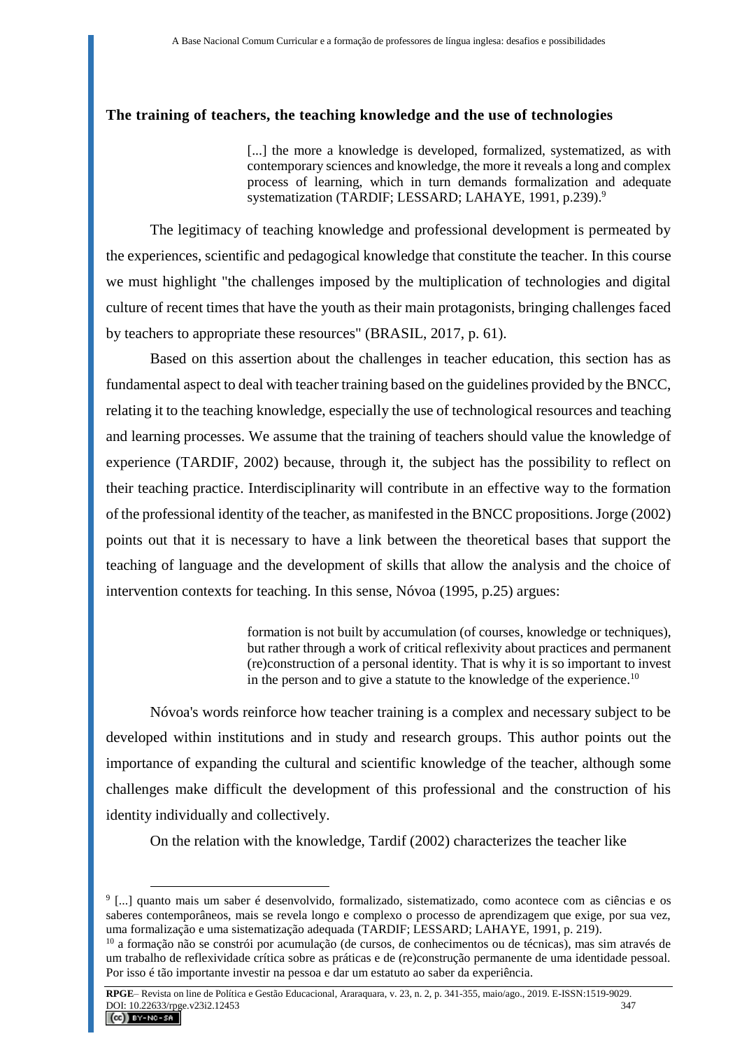**The training of teachers, the teaching knowledge and the use of technologies**

> [...] the more a knowledge is developed, formalized, systematized, as with contemporary sciences and knowledge, the more it reveals a long and complex process of learning, which in turn demands formalization and adequate systematization (TARDIF; LESSARD; LAHAYE, 1991, p.239).[9]

The legitimacy of teaching knowledge and professional development is permeated by the experiences, scientific and pedagogical knowledge that constitute the teacher. In this course we must highlight "the challenges imposed by the multiplication of technologies and digital culture of recent times that have the youth as their main protagonists, bringing challenges faced by teachers to appropriate these resources" (BRASIL, 2017, p. 61).

Based on this assertion about the challenges in teacher education, this section has as fundamental aspect to deal with teacher training based on the guidelines provided by the BNCC, relating it to the teaching knowledge, especially the use of technological resources and teaching and learning processes. We assume that the training of teachers should value the knowledge of experience (TARDIF, 2002) because, through it, the subject has the possibility to reflect on their teaching practice. Interdisciplinarity will contribute in an effective way to the formation of the professional identity of the teacher, as manifested in the BNCC propositions. Jorge (2002) points out that it is necessary to have a link between the theoretical bases that support the teaching of language and the development of skills that allow the analysis and the choice of intervention contexts for teaching. In this sense, Nóvoa (1995, p.25) argues:

> formation is not built by accumulation (of courses, knowledge or techniques), but rather through a work of critical reflexivity about practices and permanent (re)construction of a personal identity. That is why it is so important to invest in the person and to give a statute to the knowledge of the experience.[10]

Nóvoa's words reinforce how teacher training is a complex and necessary subject to be developed within institutions and in study and research groups. This author points out the importance of expanding the cultural and scientific knowledge of the teacher, although some challenges make difficult the development of this professional and the construction of his identity individually and collectively.

On the relation with the knowledge, Tardif (2002) characterizes the teacher like

---

[9] [...] quanto mais um saber é desenvolvido, formalizado, sistematizado, como acontece com as ciências e os saberes contemporâneos, mais se revela longo e complexo o processo de aprendizagem que exige, por sua vez, uma formalização e uma sistematização adequada (TARDIF; LESSARD; LAHAYE, 1991, p. 219).

[10] a formação não se constrói por acumulação (de cursos, de conhecimentos ou de técnicas), mas sim através de um trabalho de reflexividade crítica sobre as práticas e de (re)construção permanente de uma identidade pessoal. Por isso é tão importante investir na pessoa e dar um estatuto ao saber da experiência.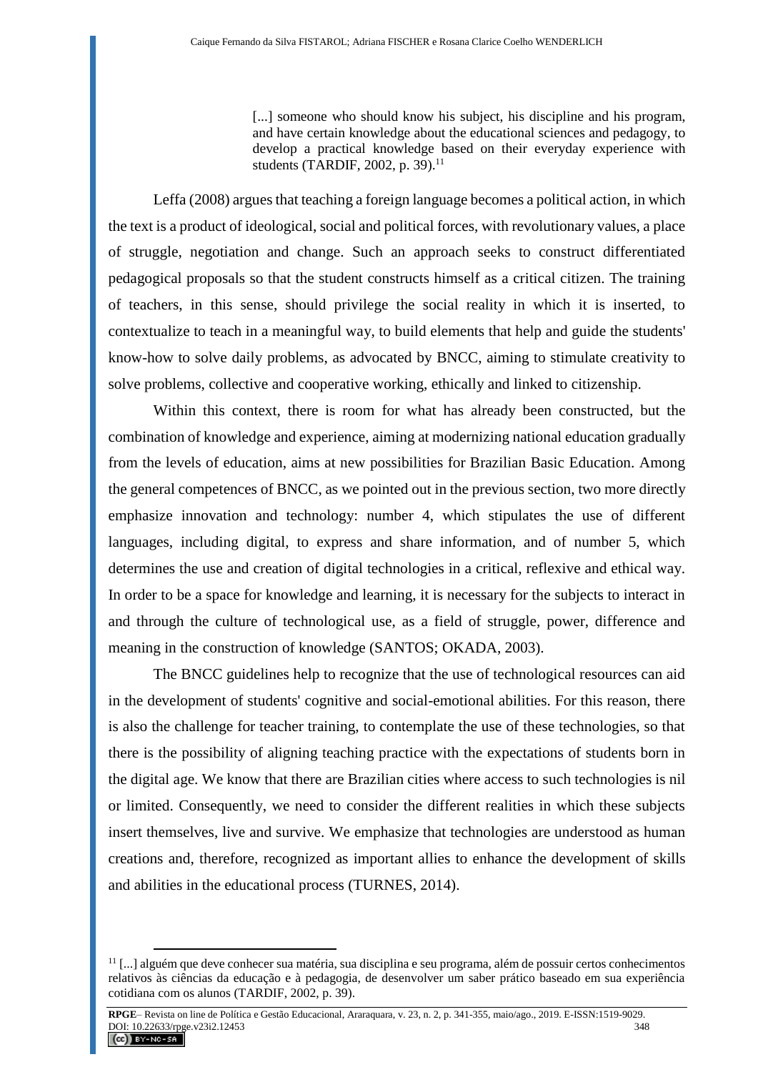> [...] someone who should know his subject, his discipline and his program, and have certain knowledge about the educational sciences and pedagogy, to develop a practical knowledge based on their everyday experience with students (TARDIF, 2002, p. 39).[11]

Leffa (2008) argues that teaching a foreign language becomes a political action, in which the text is a product of ideological, social and political forces, with revolutionary values, a place of struggle, negotiation and change. Such an approach seeks to construct differentiated pedagogical proposals so that the student constructs himself as a critical citizen. The training of teachers, in this sense, should privilege the social reality in which it is inserted, to contextualize to teach in a meaningful way, to build elements that help and guide the students' know-how to solve daily problems, as advocated by BNCC, aiming to stimulate creativity to solve problems, collective and cooperative working, ethically and linked to citizenship.

Within this context, there is room for what has already been constructed, but the combination of knowledge and experience, aiming at modernizing national education gradually from the levels of education, aims at new possibilities for Brazilian Basic Education. Among the general competences of BNCC, as we pointed out in the previous section, two more directly emphasize innovation and technology: number 4, which stipulates the use of different languages, including digital, to express and share information, and of number 5, which determines the use and creation of digital technologies in a critical, reflexive and ethical way. In order to be a space for knowledge and learning, it is necessary for the subjects to interact in and through the culture of technological use, as a field of struggle, power, difference and meaning in the construction of knowledge (SANTOS; OKADA, 2003).

The BNCC guidelines help to recognize that the use of technological resources can aid in the development of students' cognitive and social-emotional abilities. For this reason, there is also the challenge for teacher training, to contemplate the use of these technologies, so that there is the possibility of aligning teaching practice with the expectations of students born in the digital age. We know that there are Brazilian cities where access to such technologies is nil or limited. Consequently, we need to consider the different realities in which these subjects insert themselves, live and survive. We emphasize that technologies are understood as human creations and, therefore, recognized as important allies to enhance the development of skills and abilities in the educational process (TURNES, 2014).

---

[11] [...] alguém que deve conhecer sua matéria, sua disciplina e seu programa, além de possuir certos conhecimentos relativos às ciências da educação e à pedagogia, de desenvolver um saber prático baseado em sua experiência cotidiana com os alunos (TARDIF, 2002, p. 39).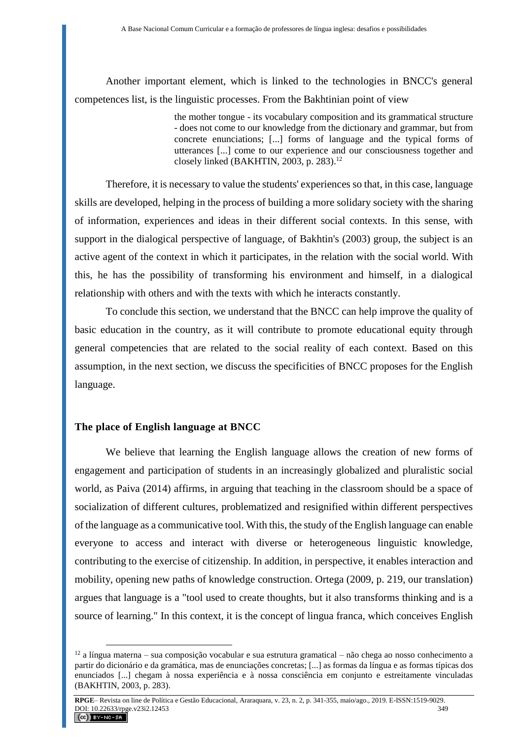Another important element, which is linked to the technologies in BNCC's general competences list, is the linguistic processes. From the Bakhtinian point of view

> the mother tongue - its vocabulary composition and its grammatical structure - does not come to our knowledge from the dictionary and grammar, but from concrete enunciations; [...] forms of language and the typical forms of utterances [...] come to our experience and our consciousness together and closely linked (BAKHTIN, 2003, p. 283).[12]

Therefore, it is necessary to value the students' experiences so that, in this case, language skills are developed, helping in the process of building a more solidary society with the sharing of information, experiences and ideas in their different social contexts. In this sense, with support in the dialogical perspective of language, of Bakhtin's (2003) group, the subject is an active agent of the context in which it participates, in the relation with the social world. With this, he has the possibility of transforming his environment and himself, in a dialogical relationship with others and with the texts with which he interacts constantly.

To conclude this section, we understand that the BNCC can help improve the quality of basic education in the country, as it will contribute to promote educational equity through general competencies that are related to the social reality of each context. Based on this assumption, in the next section, we discuss the specificities of BNCC proposes for the English language.

## The place of English language at BNCC

We believe that learning the English language allows the creation of new forms of engagement and participation of students in an increasingly globalized and pluralistic social world, as Paiva (2014) affirms, in arguing that teaching in the classroom should be a space of socialization of different cultures, problematized and resignified within different perspectives of the language as a communicative tool. With this, the study of the English language can enable everyone to access and interact with diverse or heterogeneous linguistic knowledge, contributing to the exercise of citizenship. In addition, in perspective, it enables interaction and mobility, opening new paths of knowledge construction. Ortega (2009, p. 219, our translation) argues that language is a "tool used to create thoughts, but it also transforms thinking and is a source of learning." In this context, it is the concept of lingua franca, which conceives English

---

[12] a língua materna – sua composição vocabular e sua estrutura gramatical – não chega ao nosso conhecimento a partir do dicionário e da gramática, mas de enunciações concretas; [...] as formas da língua e as formas típicas dos enunciados [...] chegam à nossa experiência e à nossa consciência em conjunto e estreitamente vinculadas (BAKHTIN, 2003, p. 283).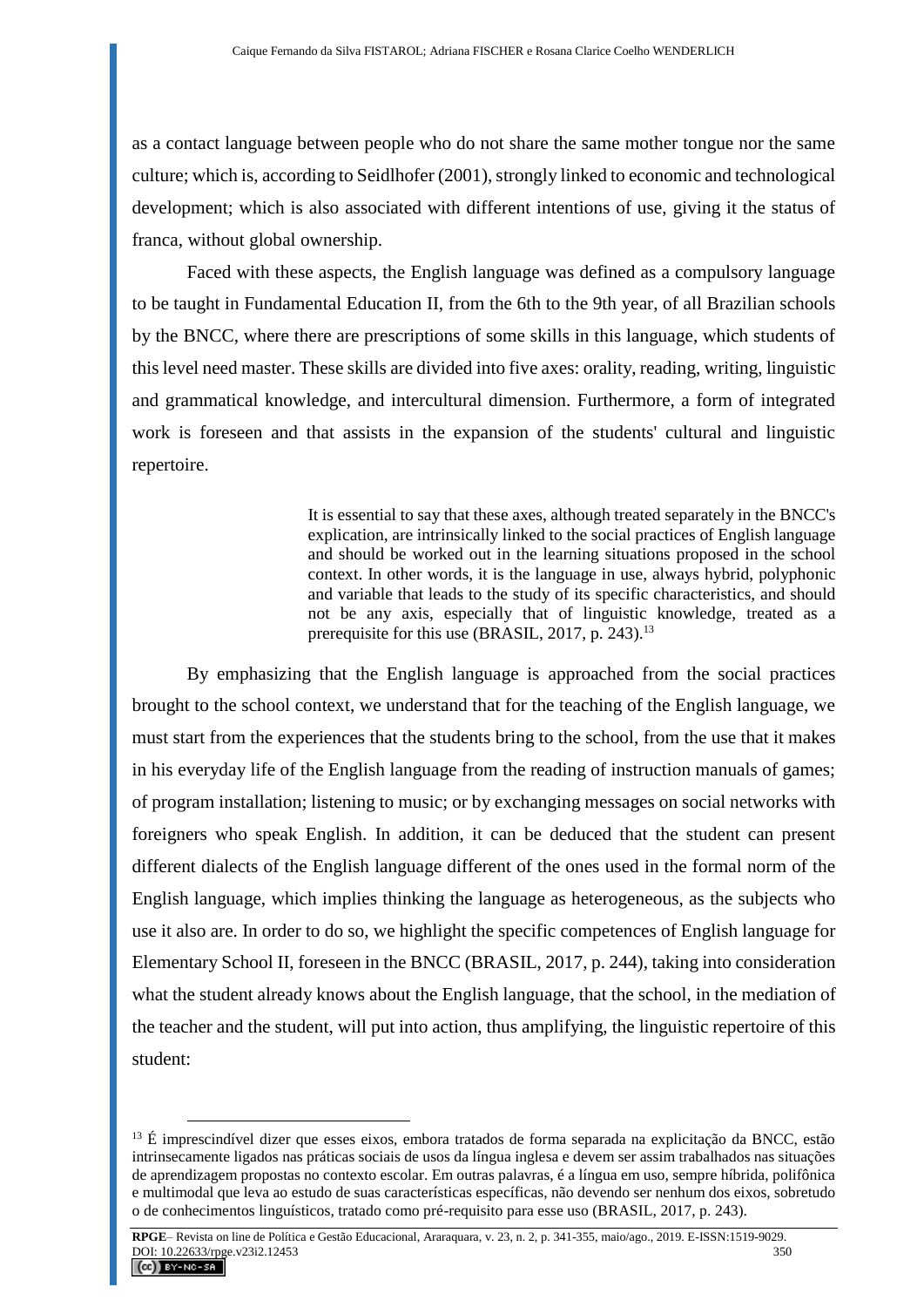as a contact language between people who do not share the same mother tongue nor the same culture; which is, according to Seidlhofer (2001), strongly linked to economic and technological development; which is also associated with different intentions of use, giving it the status of franca, without global ownership.

Faced with these aspects, the English language was defined as a compulsory language to be taught in Fundamental Education II, from the 6th to the 9th year, of all Brazilian schools by the BNCC, where there are prescriptions of some skills in this language, which students of this level need master. These skills are divided into five axes: orality, reading, writing, linguistic and grammatical knowledge, and intercultural dimension. Furthermore, a form of integrated work is foreseen and that assists in the expansion of the students' cultural and linguistic repertoire.

> It is essential to say that these axes, although treated separately in the BNCC's explication, are intrinsically linked to the social practices of English language and should be worked out in the learning situations proposed in the school context. In other words, it is the language in use, always hybrid, polyphonic and variable that leads to the study of its specific characteristics, and should not be any axis, especially that of linguistic knowledge, treated as a prerequisite for this use (BRASIL, 2017, p. 243).[13]

By emphasizing that the English language is approached from the social practices brought to the school context, we understand that for the teaching of the English language, we must start from the experiences that the students bring to the school, from the use that it makes in his everyday life of the English language from the reading of instruction manuals of games; of program installation; listening to music; or by exchanging messages on social networks with foreigners who speak English. In addition, it can be deduced that the student can present different dialects of the English language different of the ones used in the formal norm of the English language, which implies thinking the language as heterogeneous, as the subjects who use it also are. In order to do so, we highlight the specific competences of English language for Elementary School II, foreseen in the BNCC (BRASIL, 2017, p. 244), taking into consideration what the student already knows about the English language, that the school, in the mediation of the teacher and the student, will put into action, thus amplifying, the linguistic repertoire of this student:

---

[13] É imprescindível dizer que esses eixos, embora tratados de forma separada na explicitação da BNCC, estão intrinsecamente ligados nas práticas sociais de usos da língua inglesa e devem ser assim trabalhados nas situações de aprendizagem propostas no contexto escolar. Em outras palavras, é a língua em uso, sempre híbrida, polifônica e multimodal que leva ao estudo de suas características específicas, não devendo ser nenhum dos eixos, sobretudo o de conhecimentos linguísticos, tratado como pré-requisito para esse uso (BRASIL, 2017, p. 243).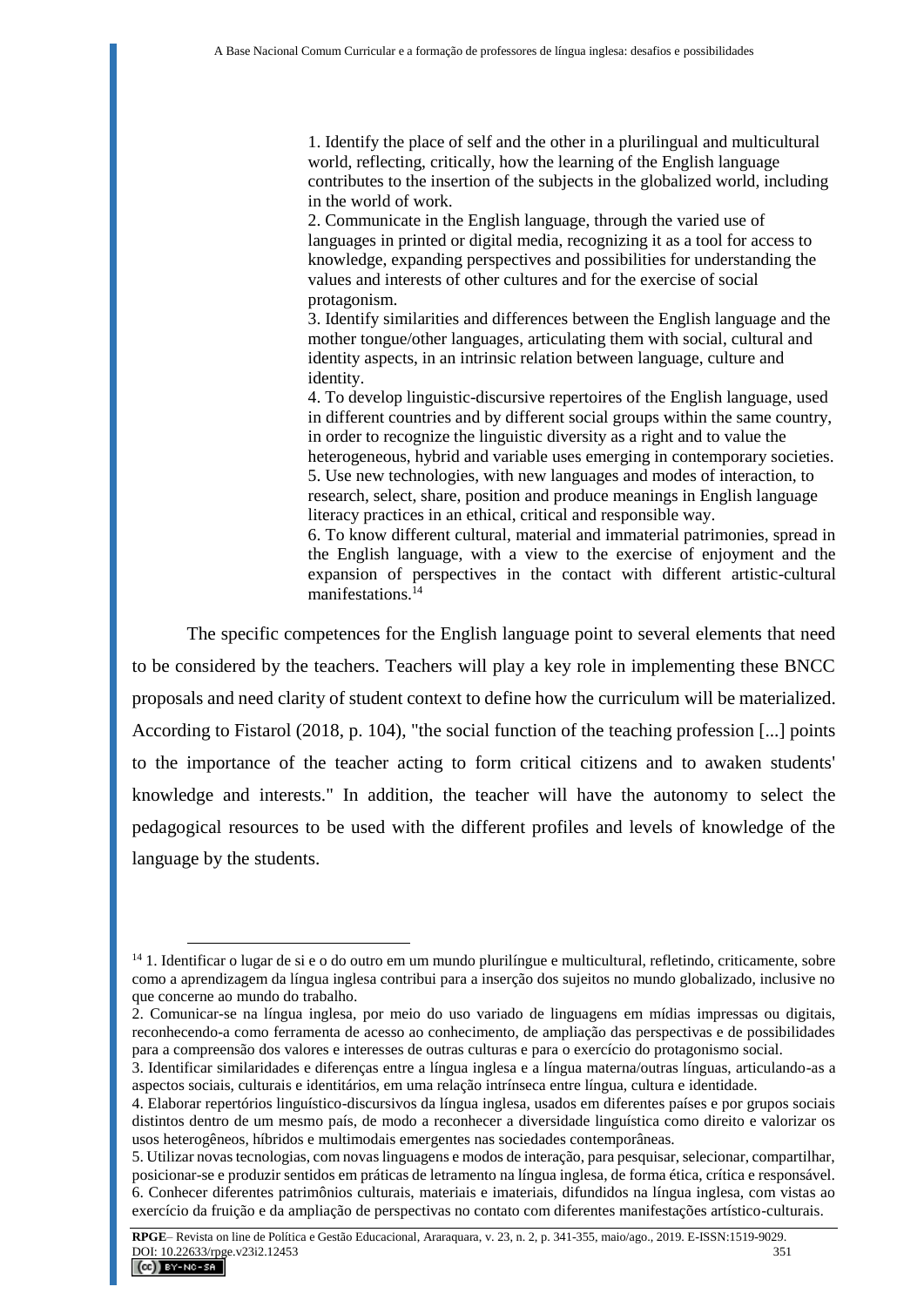> 1. Identify the place of self and the other in a plurilingual and multicultural world, reflecting, critically, how the learning of the English language contributes to the insertion of the subjects in the globalized world, including in the world of work.
> 2. Communicate in the English language, through the varied use of languages in printed or digital media, recognizing it as a tool for access to knowledge, expanding perspectives and possibilities for understanding the values and interests of other cultures and for the exercise of social protagonism.
> 3. Identify similarities and differences between the English language and the mother tongue/other languages, articulating them with social, cultural and identity aspects, in an intrinsic relation between language, culture and identity.
> 4. To develop linguistic-discursive repertoires of the English language, used in different countries and by different social groups within the same country, in order to recognize the linguistic diversity as a right and to value the heterogeneous, hybrid and variable uses emerging in contemporary societies.
> 5. Use new technologies, with new languages and modes of interaction, to research, select, share, position and produce meanings in English language literacy practices in an ethical, critical and responsible way.
> 6. To know different cultural, material and immaterial patrimonies, spread in the English language, with a view to the exercise of enjoyment and the expansion of perspectives in the contact with different artistic-cultural manifestations.[14]

The specific competences for the English language point to several elements that need to be considered by the teachers. Teachers will play a key role in implementing these BNCC proposals and need clarity of student context to define how the curriculum will be materialized. According to Fistarol (2018, p. 104), "the social function of the teaching profession [...] points to the importance of the teacher acting to form critical citizens and to awaken students' knowledge and interests." In addition, the teacher will have the autonomy to select the pedagogical resources to be used with the different profiles and levels of knowledge of the language by the students.

---

[14] 1. Identificar o lugar de si e o do outro em um mundo plurilíngue e multicultural, refletindo, criticamente, sobre como a aprendizagem da língua inglesa contribui para a inserção dos sujeitos no mundo globalizado, inclusive no que concerne ao mundo do trabalho.
2. Comunicar-se na língua inglesa, por meio do uso variado de linguagens em mídias impressas ou digitais, reconhecendo-a como ferramenta de acesso ao conhecimento, de ampliação das perspectivas e de possibilidades para a compreensão dos valores e interesses de outras culturas e para o exercício do protagonismo social.
3. Identificar similaridades e diferenças entre a língua inglesa e a língua materna/outras línguas, articulando-as a aspectos sociais, culturais e identitários, em uma relação intrínseca entre língua, cultura e identidade.
4. Elaborar repertórios linguístico-discursivos da língua inglesa, usados em diferentes países e por grupos sociais distintos dentro de um mesmo país, de modo a reconhecer a diversidade linguística como direito e valorizar os usos heterogêneos, híbridos e multimodais emergentes nas sociedades contemporâneas.
5. Utilizar novas tecnologias, com novas linguagens e modos de interação, para pesquisar, selecionar, compartilhar, posicionar-se e produzir sentidos em práticas de letramento na língua inglesa, de forma ética, crítica e responsável.
6. Conhecer diferentes patrimônios culturais, materiais e imateriais, difundidos na língua inglesa, com vistas ao exercício da fruição e da ampliação de perspectivas no contato com diferentes manifestações artístico-culturais.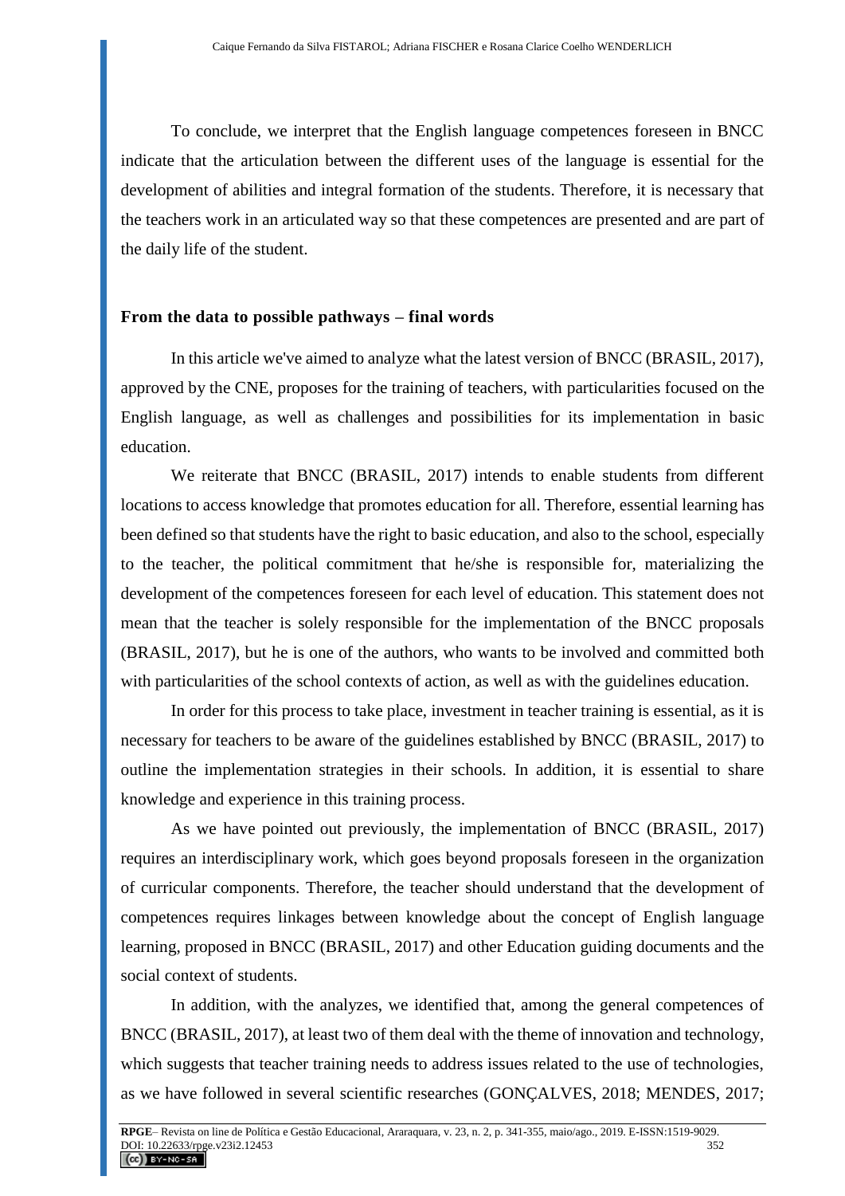To conclude, we interpret that the English language competences foreseen in BNCC indicate that the articulation between the different uses of the language is essential for the development of abilities and integral formation of the students. Therefore, it is necessary that the teachers work in an articulated way so that these competences are presented and are part of the daily life of the student.

## From the data to possible pathways – final words

In this article we've aimed to analyze what the latest version of BNCC (BRASIL, 2017), approved by the CNE, proposes for the training of teachers, with particularities focused on the English language, as well as challenges and possibilities for its implementation in basic education.

We reiterate that BNCC (BRASIL, 2017) intends to enable students from different locations to access knowledge that promotes education for all. Therefore, essential learning has been defined so that students have the right to basic education, and also to the school, especially to the teacher, the political commitment that he/she is responsible for, materializing the development of the competences foreseen for each level of education. This statement does not mean that the teacher is solely responsible for the implementation of the BNCC proposals (BRASIL, 2017), but he is one of the authors, who wants to be involved and committed both with particularities of the school contexts of action, as well as with the guidelines education.

In order for this process to take place, investment in teacher training is essential, as it is necessary for teachers to be aware of the guidelines established by BNCC (BRASIL, 2017) to outline the implementation strategies in their schools. In addition, it is essential to share knowledge and experience in this training process.

As we have pointed out previously, the implementation of BNCC (BRASIL, 2017) requires an interdisciplinary work, which goes beyond proposals foreseen in the organization of curricular components. Therefore, the teacher should understand that the development of competences requires linkages between knowledge about the concept of English language learning, proposed in BNCC (BRASIL, 2017) and other Education guiding documents and the social context of students.

In addition, with the analyzes, we identified that, among the general competences of BNCC (BRASIL, 2017), at least two of them deal with the theme of innovation and technology, which suggests that teacher training needs to address issues related to the use of technologies, as we have followed in several scientific researches (GONÇALVES, 2018; MENDES, 2017;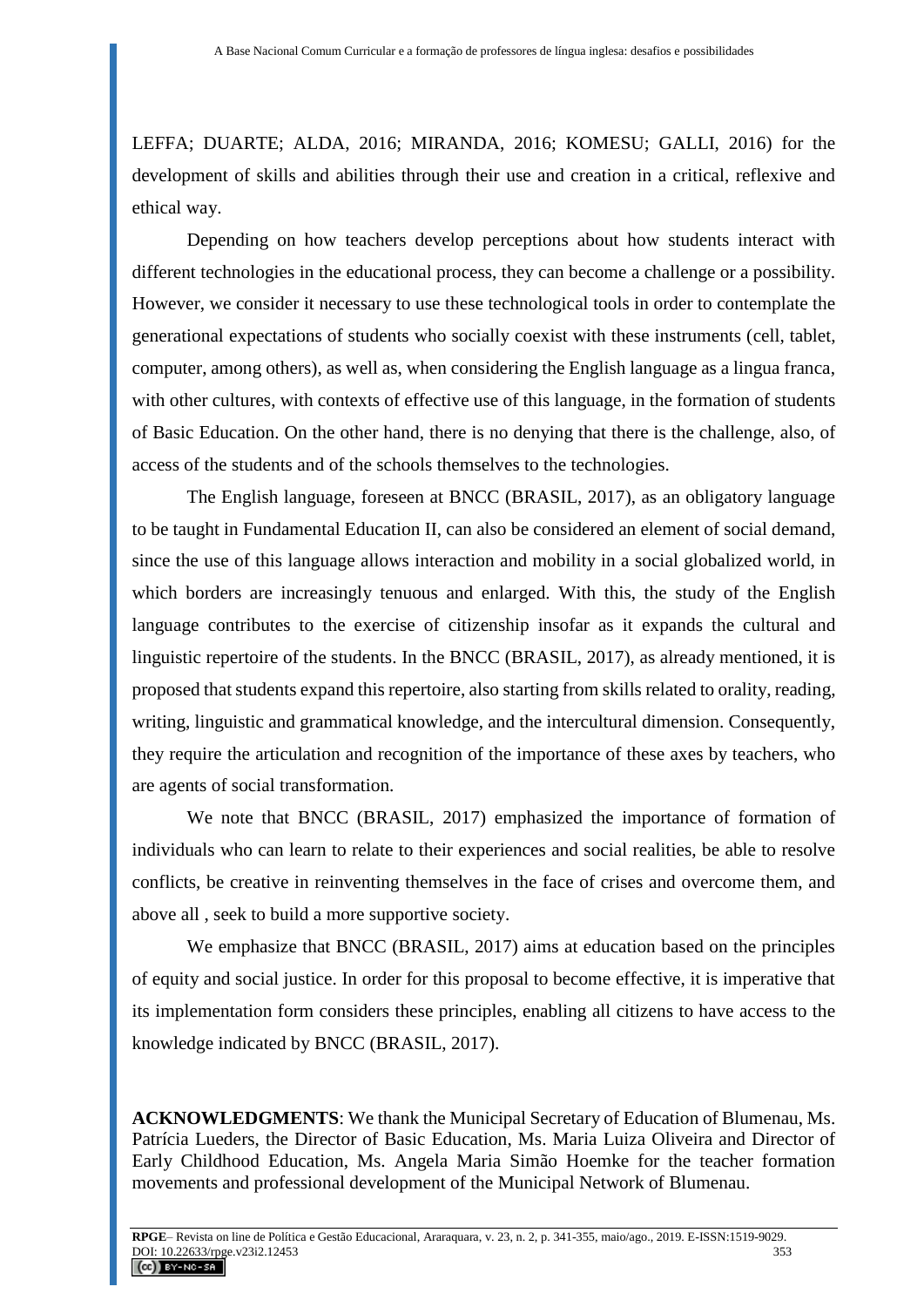LEFFA; DUARTE; ALDA, 2016; MIRANDA, 2016; KOMESU; GALLI, 2016) for the development of skills and abilities through their use and creation in a critical, reflexive and ethical way.

Depending on how teachers develop perceptions about how students interact with different technologies in the educational process, they can become a challenge or a possibility. However, we consider it necessary to use these technological tools in order to contemplate the generational expectations of students who socially coexist with these instruments (cell, tablet, computer, among others), as well as, when considering the English language as a lingua franca, with other cultures, with contexts of effective use of this language, in the formation of students of Basic Education. On the other hand, there is no denying that there is the challenge, also, of access of the students and of the schools themselves to the technologies.

The English language, foreseen at BNCC (BRASIL, 2017), as an obligatory language to be taught in Fundamental Education II, can also be considered an element of social demand, since the use of this language allows interaction and mobility in a social globalized world, in which borders are increasingly tenuous and enlarged. With this, the study of the English language contributes to the exercise of citizenship insofar as it expands the cultural and linguistic repertoire of the students. In the BNCC (BRASIL, 2017), as already mentioned, it is proposed that students expand this repertoire, also starting from skills related to orality, reading, writing, linguistic and grammatical knowledge, and the intercultural dimension. Consequently, they require the articulation and recognition of the importance of these axes by teachers, who are agents of social transformation.

We note that BNCC (BRASIL, 2017) emphasized the importance of formation of individuals who can learn to relate to their experiences and social realities, be able to resolve conflicts, be creative in reinventing themselves in the face of crises and overcome them, and above all , seek to build a more supportive society.

We emphasize that BNCC (BRASIL, 2017) aims at education based on the principles of equity and social justice. In order for this proposal to become effective, it is imperative that its implementation form considers these principles, enabling all citizens to have access to the knowledge indicated by BNCC (BRASIL, 2017).

**ACKNOWLEDGMENTS**: We thank the Municipal Secretary of Education of Blumenau, Ms. Patrícia Lueders, the Director of Basic Education, Ms. Maria Luiza Oliveira and Director of Early Childhood Education, Ms. Angela Maria Simão Hoemke for the teacher formation movements and professional development of the Municipal Network of Blumenau.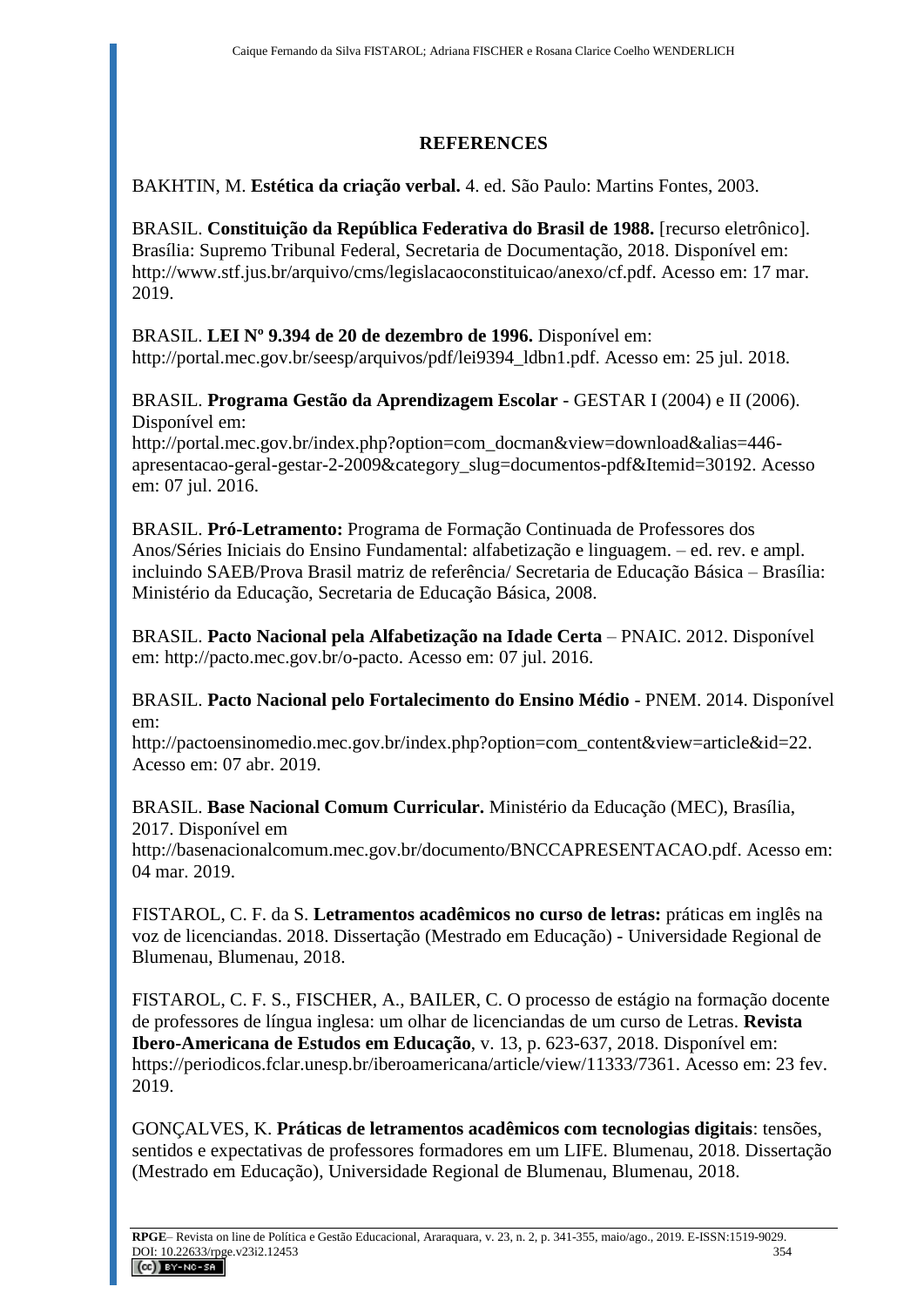## REFERENCES

BAKHTIN, M. **Estética da criação verbal.** 4. ed. São Paulo: Martins Fontes, 2003.

BRASIL. **Constituição da República Federativa do Brasil de 1988.** [recurso eletrônico]. Brasília: Supremo Tribunal Federal, Secretaria de Documentação, 2018. Disponível em: http://www.stf.jus.br/arquivo/cms/legislacaoconstituicao/anexo/cf.pdf. Acesso em: 17 mar. 2019.

BRASIL. **LEI Nº 9.394 de 20 de dezembro de 1996.** Disponível em: http://portal.mec.gov.br/seesp/arquivos/pdf/lei9394_ldbn1.pdf. Acesso em: 25 jul. 2018.

BRASIL. **Programa Gestão da Aprendizagem Escolar** - GESTAR I (2004) e II (2006). Disponível em: http://portal.mec.gov.br/index.php?option=com_docman&view=download&alias=446-apresentacao-geral-gestar-2-2009&category_slug=documentos-pdf&Itemid=30192. Acesso em: 07 jul. 2016.

BRASIL. **Pró-Letramento:** Programa de Formação Continuada de Professores dos Anos/Séries Iniciais do Ensino Fundamental: alfabetização e linguagem. – ed. rev. e ampl. incluindo SAEB/Prova Brasil matriz de referência/ Secretaria de Educação Básica – Brasília: Ministério da Educação, Secretaria de Educação Básica, 2008.

BRASIL. **Pacto Nacional pela Alfabetização na Idade Certa** – PNAIC. 2012. Disponível em: http://pacto.mec.gov.br/o-pacto. Acesso em: 07 jul. 2016.

BRASIL. **Pacto Nacional pelo Fortalecimento do Ensino Médio** - PNEM. 2014. Disponível em: http://pactoensinomedio.mec.gov.br/index.php?option=com_content&view=article&id=22. Acesso em: 07 abr. 2019.

BRASIL. **Base Nacional Comum Curricular.** Ministério da Educação (MEC), Brasília, 2017. Disponível em http://basenacionalcomum.mec.gov.br/documento/BNCCAPRESENTACAO.pdf. Acesso em: 04 mar. 2019.

FISTAROL, C. F. da S. **Letramentos acadêmicos no curso de letras:** práticas em inglês na voz de licenciandas. 2018. Dissertação (Mestrado em Educação) - Universidade Regional de Blumenau, Blumenau, 2018.

FISTAROL, C. F. S., FISCHER, A., BAILER, C. O processo de estágio na formação docente de professores de língua inglesa: um olhar de licenciandas de um curso de Letras. **Revista Ibero-Americana de Estudos em Educação**, v. 13, p. 623-637, 2018. Disponível em: https://periodicos.fclar.unesp.br/iberoamericana/article/view/11333/7361. Acesso em: 23 fev. 2019.

GONÇALVES, K. **Práticas de letramentos acadêmicos com tecnologias digitais**: tensões, sentidos e expectativas de professores formadores em um LIFE. Blumenau, 2018. Dissertação (Mestrado em Educação), Universidade Regional de Blumenau, Blumenau, 2018.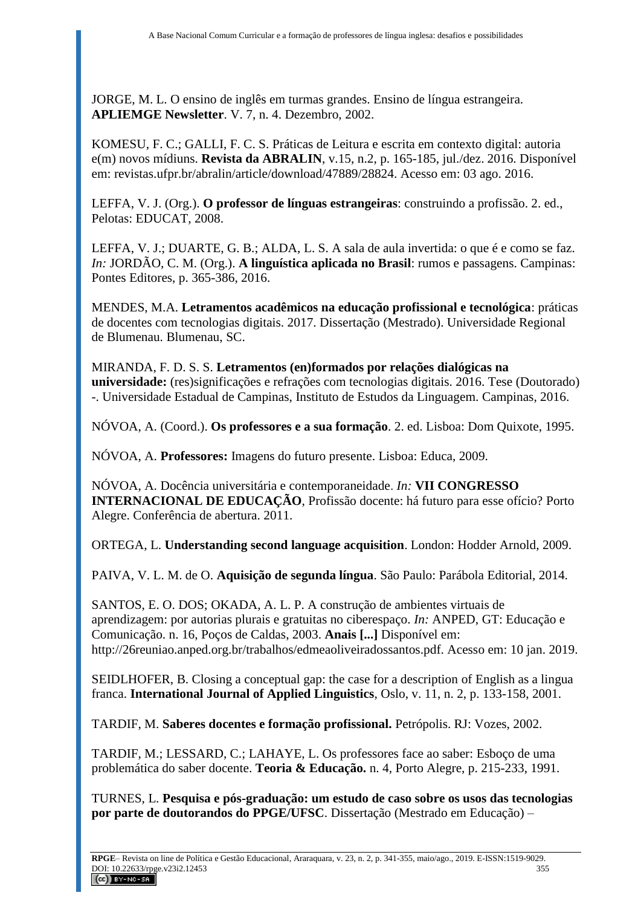JORGE, M. L. O ensino de inglês em turmas grandes. Ensino de língua estrangeira. **APLIEMGE Newsletter**. V. 7, n. 4. Dezembro, 2002.

KOMESU, F. C.; GALLI, F. C. S. Práticas de Leitura e escrita em contexto digital: autoria e(m) novos mídiuns. **Revista da ABRALIN**, v.15, n.2, p. 165-185, jul./dez. 2016. Disponível em: revistas.ufpr.br/abralin/article/download/47889/28824. Acesso em: 03 ago. 2016.

LEFFA, V. J. (Org.). **O professor de línguas estrangeiras**: construindo a profissão. 2. ed., Pelotas: EDUCAT, 2008.

LEFFA, V. J.; DUARTE, G. B.; ALDA, L. S. A sala de aula invertida: o que é e como se faz. *In:* JORDÃO, C. M. (Org.). **A linguística aplicada no Brasil**: rumos e passagens. Campinas: Pontes Editores, p. 365-386, 2016.

MENDES, M.A. **Letramentos acadêmicos na educação profissional e tecnológica**: práticas de docentes com tecnologias digitais. 2017. Dissertação (Mestrado). Universidade Regional de Blumenau. Blumenau, SC.

MIRANDA, F. D. S. S. **Letramentos (en)formados por relações dialógicas na universidade:** (res)significações e refrações com tecnologias digitais. 2016. Tese (Doutorado) -. Universidade Estadual de Campinas, Instituto de Estudos da Linguagem. Campinas, 2016.

NÓVOA, A. (Coord.). **Os professores e a sua formação**. 2. ed. Lisboa: Dom Quixote, 1995.

NÓVOA, A. **Professores:** Imagens do futuro presente. Lisboa: Educa, 2009.

NÓVOA, A. Docência universitária e contemporaneidade. *In:* **VII CONGRESSO INTERNACIONAL DE EDUCAÇÃO**, Profissão docente: há futuro para esse ofício? Porto Alegre. Conferência de abertura. 2011.

ORTEGA, L. **Understanding second language acquisition**. London: Hodder Arnold, 2009.

PAIVA, V. L. M. de O. **Aquisição de segunda língua**. São Paulo: Parábola Editorial, 2014.

SANTOS, E. O. DOS; OKADA, A. L. P. A construção de ambientes virtuais de aprendizagem: por autorias plurais e gratuitas no ciberespaço. *In:* ANPED, GT: Educação e Comunicação. n. 16, Poços de Caldas, 2003. **Anais [...]** Disponível em: http://26reuniao.anped.org.br/trabalhos/edmeaoliveiradossantos.pdf. Acesso em: 10 jan. 2019.

SEIDLHOFER, B. Closing a conceptual gap: the case for a description of English as a lingua franca. **International Journal of Applied Linguistics**, Oslo, v. 11, n. 2, p. 133-158, 2001.

TARDIF, M. **Saberes docentes e formação profissional.** Petrópolis. RJ: Vozes, 2002.

TARDIF, M.; LESSARD, C.; LAHAYE, L. Os professores face ao saber: Esboço de uma problemática do saber docente. **Teoria & Educação.** n. 4, Porto Alegre, p. 215-233, 1991.

TURNES, L. **Pesquisa e pós-graduação: um estudo de caso sobre os usos das tecnologias por parte de doutorandos do PPGE/UFSC**. Dissertação (Mestrado em Educação) –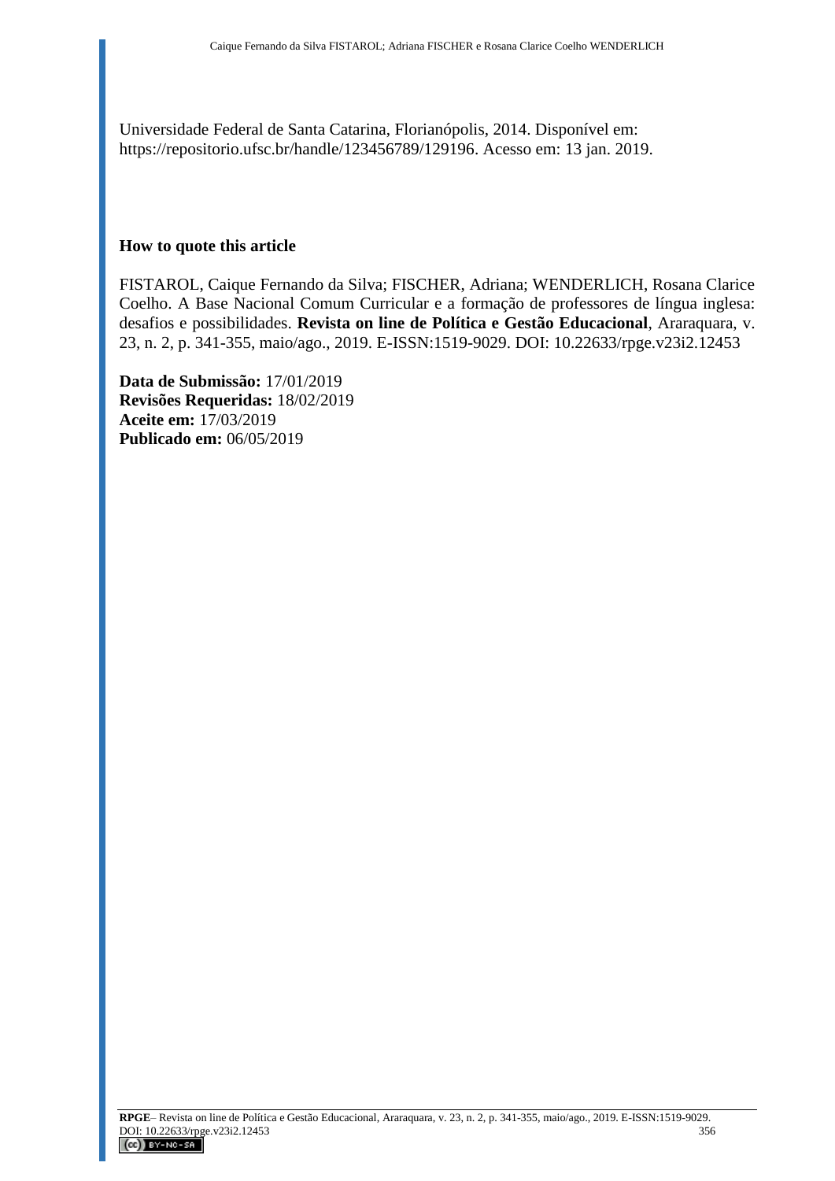Universidade Federal de Santa Catarina, Florianópolis, 2014. Disponível em: https://repositorio.ufsc.br/handle/123456789/129196. Acesso em: 13 jan. 2019.

## How to quote this article

FISTAROL, Caique Fernando da Silva; FISCHER, Adriana; WENDERLICH, Rosana Clarice Coelho. A Base Nacional Comum Curricular e a formação de professores de língua inglesa: desafios e possibilidades. **Revista on line de Política e Gestão Educacional**, Araraquara, v. 23, n. 2, p. 341-355, maio/ago., 2019. E-ISSN:1519-9029. DOI: 10.22633/rpge.v23i2.12453

**Data de Submissão:** 17/01/2019
**Revisões Requeridas:** 18/02/2019
**Aceite em:** 17/03/2019
**Publicado em:** 06/05/2019